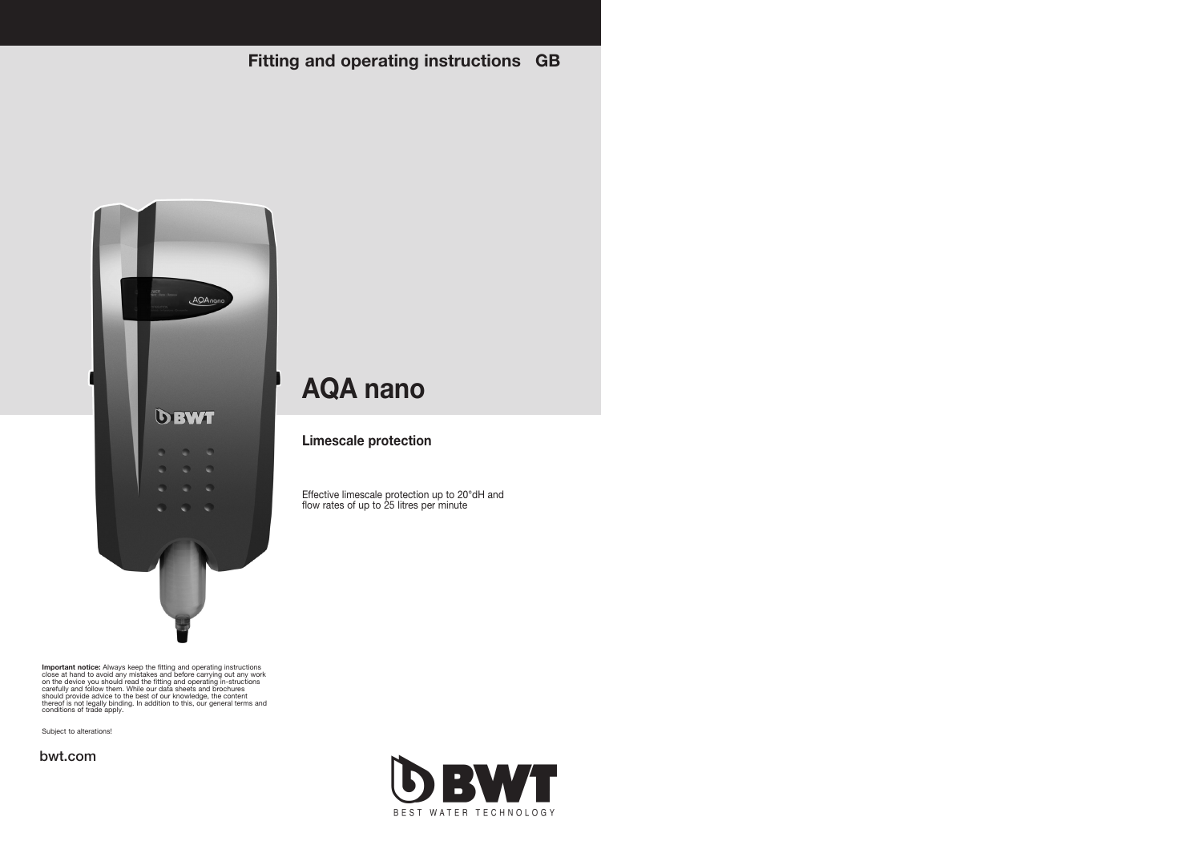Fitting and operating instructions GB

# AQA nano

## Limescale protection

Effective limescale protection up to 20°dH and flow rates of up to 25 litres per minute

**Important notice:** Always keep the fitting and operating instructions close at hand to avoid any mistakes and before carrying out any work on the device you should read the fitting and operating in-structions carefully and follow them. While our data sheets and brochures should provide advice to the best of our knowledge, the content thereof is not legally binding. In addition to this, our general terms and conditions of trade apply.

Subject to alterations!

bwt.com

BWT

BEST WATER TECHNOLOGY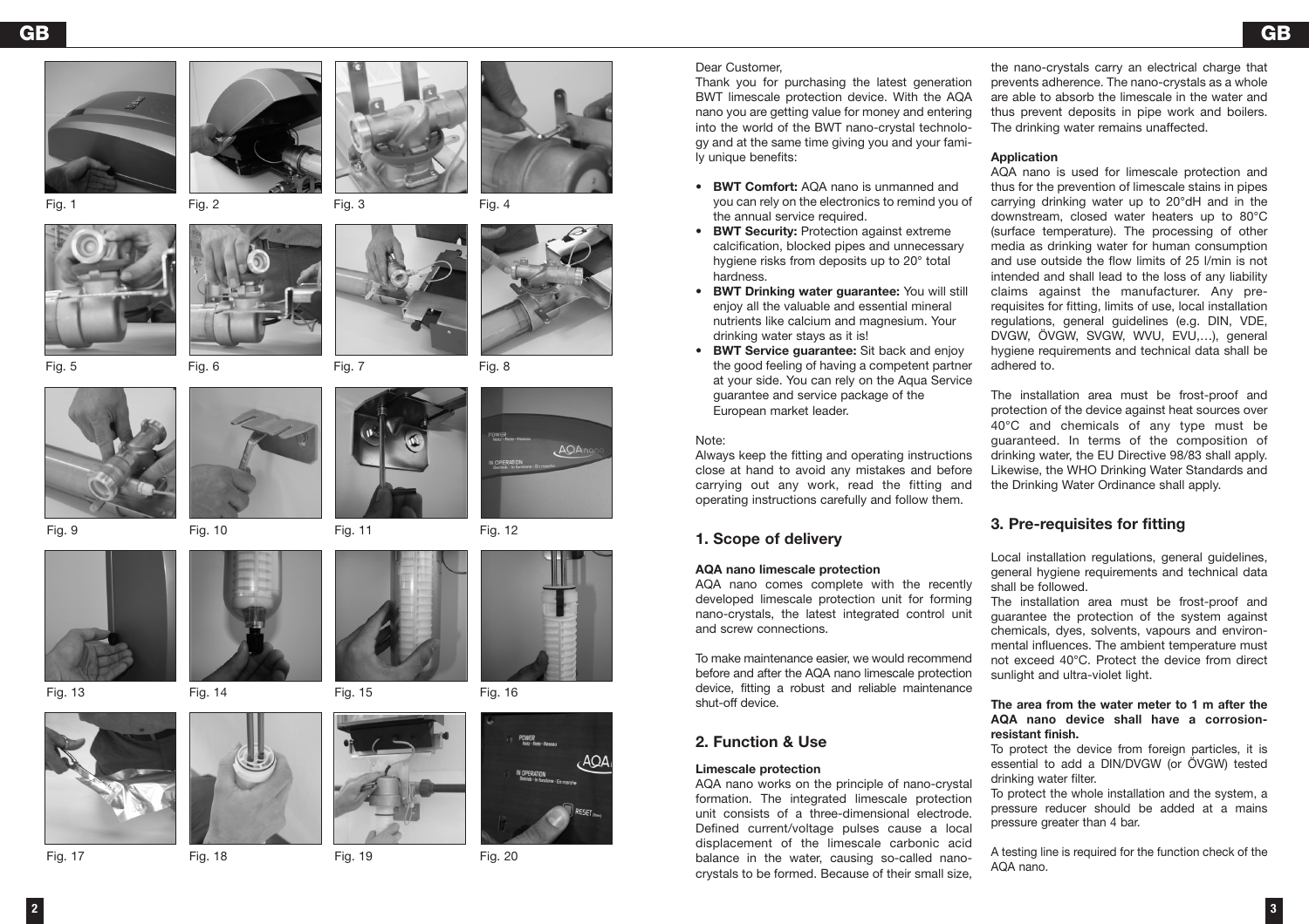Fig. 1 Fig. 2 Fig. 3 Fig. 4

Fig. 5 Fig. 6 Fig. 7 Fig. 8

Fig. 9 Fig. 10 Fig. 11 Fig. 12

Fig. 13 Fig. 14 Fig. 15 Fig. 16

Fig. 17 Fig. 18 Fig. 19 Fig. 20

Dear Customer,

Thank you for purchasing the latest generation BWT limescale protection device. With the AQA nano you are getting value for money and entering into the world of the BWT nano-crystal technology and at the same time giving you and your family unique benefits:

- **BWT Comfort:** AQA nano is unmanned and you can rely on the electronics to remind you of the annual service required.
- **BWT Security:** Protection against extreme calcification, blocked pipes and unnecessary hygiene risks from deposits up to 20° total hardness.
- **BWT Drinking water guarantee:** You will still enjoy all the valuable and essential mineral nutrients like calcium and magnesium. Your drinking water stays as it is!
- **BWT Service guarantee:** Sit back and enjoy the good feeling of having a competent partner at your side. You can rely on the Aqua Service guarantee and service package of the European market leader.

Note:

Always keep the fitting and operating instructions close at hand to avoid any mistakes and before carrying out any work, read the fitting and operating instructions carefully and follow them.

## 1. Scope of delivery

**AQA nano limescale protection**

AQA nano comes complete with the recently developed limescale protection unit for forming nano-crystals, the latest integrated control unit and screw connections.

To make maintenance easier, we would recommend before and after the AQA nano limescale protection device, fitting a robust and reliable maintenance shut-off device.

## 2. Function & Use

**Limescale protection**

AQA nano works on the principle of nano-crystal formation. The integrated limescale protection unit consists of a three-dimensional electrode. Defined current/voltage pulses cause a local displacement of the limescale carbonic acid balance in the water, causing so-called nano-crystals to be formed. Because of their small size, the nano-crystals carry an electrical charge that prevents adherence. The nano-crystals as a whole are able to absorb the limescale in the water and thus prevent deposits in pipe work and boilers. The drinking water remains unaffected.

**Application**

AQA nano is used for limescale protection and thus for the prevention of limescale stains in pipes carrying drinking water up to 20°dH and in the downstream, closed water heaters up to 80°C (surface temperature). The processing of other media as drinking water for human consumption and use outside the flow limits of 25 l/min is not intended and shall lead to the loss of any liability claims against the manufacturer. Any pre-requisites for fitting, limits of use, local installation regulations, general guidelines (e.g. DIN, VDE, DVGW, ÖVGW, SVGW, WVU, EVU,…), general hygiene requirements and technical data shall be adhered to.

The installation area must be frost-proof and protection of the device against heat sources over 40°C and chemicals of any type must be guaranteed. In terms of the composition of drinking water, the EU Directive 98/83 shall apply. Likewise, the WHO Drinking Water Standards and the Drinking Water Ordinance shall apply.

## 3. Pre-requisites for fitting

Local installation regulations, general guidelines, general hygiene requirements and technical data shall be followed.

The installation area must be frost-proof and guarantee the protection of the system against chemicals, dyes, solvents, vapours and environmental influences. The ambient temperature must not exceed 40°C. Protect the device from direct sunlight and ultra-violet light.

**The area from the water meter to 1 m after the AQA nano device shall have a corrosion-resistant finish.**

To protect the device from foreign particles, it is essential to add a DIN/DVGW (or ÖVGW) tested drinking water filter.

To protect the whole installation and the system, a pressure reducer should be added at a mains pressure greater than 4 bar.

A testing line is required for the function check of the AQA nano.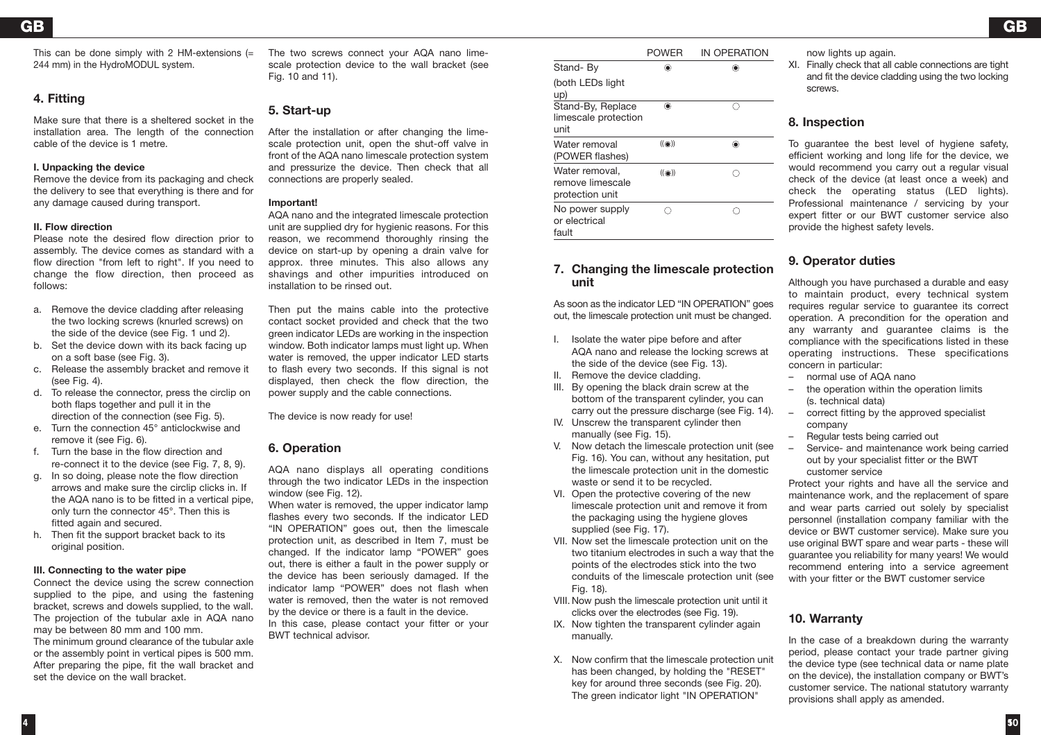This can be done simply with 2 HM-extensions (= 244 mm) in the HydroMODUL system.

## 4. Fitting

Make sure that there is a sheltered socket in the installation area. The length of the connection cable of the device is 1 metre.

**I. Unpacking the device**
Remove the device from its packaging and check the delivery to see that everything is there and for any damage caused during transport.

**II. Flow direction**
Please note the desired flow direction prior to assembly. The device comes as standard with a flow direction "from left to right". If you need to change the flow direction, then proceed as follows:

a. Remove the device cladding after releasing the two locking screws (knurled screws) on the side of the device (see Fig. 1 und 2).
b. Set the device down with its back facing up on a soft base (see Fig. 3).
c. Release the assembly bracket and remove it (see Fig. 4).
d. To release the connector, press the circlip on both flaps together and pull it in the direction of the connection (see Fig. 5).
e. Turn the connection 45° anticlockwise and remove it (see Fig. 6).
f. Turn the base in the flow direction and re-connect it to the device (see Fig. 7, 8, 9).
g. In so doing, please note the flow direction arrows and make sure the circlip clicks in. If the AQA nano is to be fitted in a vertical pipe, only turn the connector 45°. Then this is fitted again and secured.
h. Then fit the support bracket back to its original position.

**III. Connecting to the water pipe**
Connect the device using the screw connection supplied to the pipe, and using the fastening bracket, screws and dowels supplied, to the wall. The projection of the tubular axle in AQA nano may be between 80 mm and 100 mm.
The minimum ground clearance of the tubular axle or the assembly point in vertical pipes is 500 mm. After preparing the pipe, fit the wall bracket and set the device on the wall bracket.

The two screws connect your AQA nano limescale protection device to the wall bracket (see Fig. 10 and 11).

## 5. Start-up

After the installation or after changing the limescale protection unit, open the shut-off valve in front of the AQA nano limescale protection system and pressurize the device. Then check that all connections are properly sealed.

**Important!**
AQA nano and the integrated limescale protection unit are supplied dry for hygienic reasons. For this reason, we recommend thoroughly rinsing the device on start-up by opening a drain valve for approx. three minutes. This also allows any shavings and other impurities introduced on installation to be rinsed out.

Then put the mains cable into the protective contact socket provided and check that the two green indicator LEDs are working in the inspection window. Both indicator lamps must light up. When water is removed, the upper indicator LED starts to flash every two seconds. If this signal is not displayed, then check the flow direction, the power supply and the cable connections.

The device is now ready for use!

## 6. Operation

AQA nano displays all operating conditions through the two indicator LEDs in the inspection window (see Fig. 12).
When water is removed, the upper indicator lamp flashes every two seconds. If the indicator LED “IN OPERATION” goes out, then the limescale protection unit, as described in Item 7, must be changed. If the indicator lamp “POWER” goes out, there is either a fault in the power supply or the device has been seriously damaged. If the indicator lamp “POWER” does not flash when water is removed, then the water is not removed by the device or there is a fault in the device.
In this case, please contact your fitter or your BWT technical advisor.

| | POWER | IN OPERATION |
|---|---|---|
| Stand- By (both LEDs light up) | ◉ | ◉ |
| Stand-By, Replace limescale protection unit | ◉ | ○ |
| Water removal (POWER flashes) | ((◉)) | ◉ |
| Water removal, remove limescale protection unit | ((◉)) | ○ |
| No power supply or electrical fault | ○ | ○ |

## 7. Changing the limescale protection unit

As soon as the indicator LED “IN OPERATION” goes out, the limescale protection unit must be changed.

I. Isolate the water pipe before and after AQA nano and release the locking screws at the side of the device (see Fig. 13).
II. Remove the device cladding.
III. By opening the black drain screw at the bottom of the transparent cylinder, you can carry out the pressure discharge (see Fig. 14).
IV. Unscrew the transparent cylinder then manually (see Fig. 15).
V. Now detach the limescale protection unit (see Fig. 16). You can, without any hesitation, put the limescale protection unit in the domestic waste or send it to be recycled.
VI. Open the protective covering of the new limescale protection unit and remove it from the packaging using the hygiene gloves supplied (see Fig. 17).
VII. Now set the limescale protection unit on the two titanium electrodes in such a way that the points of the electrodes stick into the two conduits of the limescale protection unit (see Fig. 18).
VIII. Now push the limescale protection unit until it clicks over the electrodes (see Fig. 19).
IX. Now tighten the transparent cylinder again manually.
X. Now confirm that the limescale protection unit has been changed, by holding the "RESET" key for around three seconds (see Fig. 20). The green indicator light "IN OPERATION" now lights up again.
XI. Finally check that all cable connections are tight and fit the device cladding using the two locking screws.

## 8. Inspection

To guarantee the best level of hygiene safety, efficient working and long life for the device, we would recommend you carry out a regular visual check of the device (at least once a week) and check the operating status (LED lights). Professional maintenance / servicing by your expert fitter or our BWT customer service also provide the highest safety levels.

## 9. Operator duties

Although you have purchased a durable and easy to maintain product, every technical system requires regular service to guarantee its correct operation. A precondition for the operation and any warranty and guarantee claims is the compliance with the specifications listed in these operating instructions. These specifications concern in particular:
– normal use of AQA nano
– the operation within the operation limits (s. technical data)
– correct fitting by the approved specialist company
– Regular tests being carried out
– Service- and maintenance work being carried out by your specialist fitter or the BWT customer service

Protect your rights and have all the service and maintenance work, and the replacement of spare and wear parts carried out solely by specialist personnel (installation company familiar with the device or BWT customer service). Make sure you use original BWT spare and wear parts - these will guarantee you reliability for many years! We would recommend entering into a service agreement with your fitter or the BWT customer service

## 10. Warranty

In the case of a breakdown during the warranty period, please contact your trade partner giving the device type (see technical data or name plate on the device), the installation company or BWT’s customer service. The national statutory warranty provisions shall apply as amended.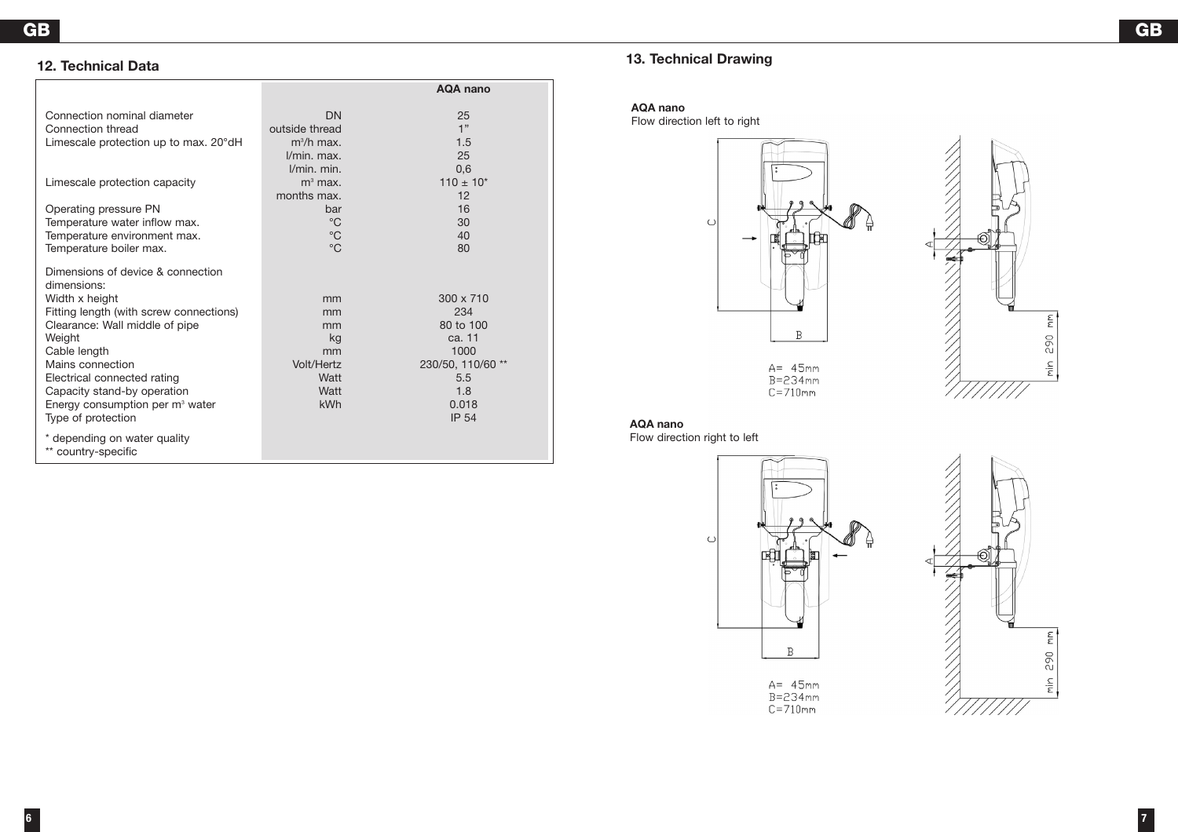## 12. Technical Data

| | | AQA nano |
|---|---|---|
| Connection nominal diameter | DN | 25 |
| Connection thread | outside thread | 1" |
| Limescale protection up to max. 20°dH | $m^3$/h max. | 1.5 |
| | l/min. max. | 25 |
| | l/min. min. | 0,6 |
| Limescale protection capacity | $m^3$ max. | 110 ± 10* |
| | months max. | 12 |
| Operating pressure PN | bar | 16 |
| Temperature water inflow max. | °C | 30 |
| Temperature environment max. | °C | 40 |
| Temperature boiler max. | °C | 80 |
| Dimensions of device & connection dimensions: | | |
| Width x height | mm | 300 x 710 |
| Fitting length (with screw connections) | mm | 234 |
| Clearance: Wall middle of pipe | mm | 80 to 100 |
| Weight | kg | ca. 11 |
| Cable length | mm | 1000 |
| Mains connection | Volt/Hertz | 230/50, 110/60 ** |
| Electrical connected rating | Watt | 5.5 |
| Capacity stand-by operation | Watt | 1.8 |
| Energy consumption per $m^3$ water | kWh | 0.018 |
| Type of protection | | IP 54 |

\* depending on water quality
\** country-specific

## 13. Technical Drawing

**AQA nano**
Flow direction left to right

A= 45mm
B=234mm
C=710mm
min 290 mm

**AQA nano**
Flow direction right to left

A= 45mm
B=234mm
C=710mm
min 290 mm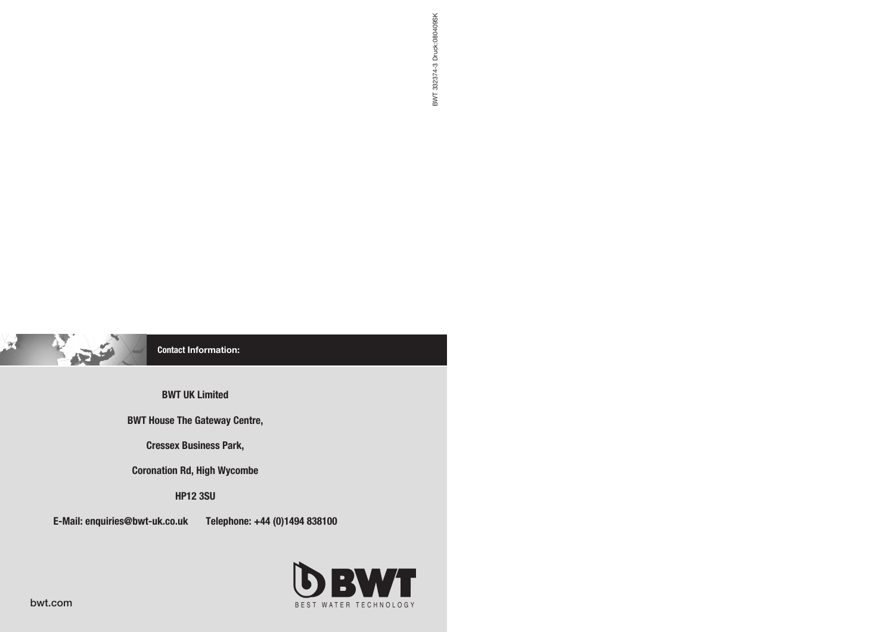BWT 332374-3 Druck:080409SK

## Contact Information:

**BWT UK Limited**

**BWT House The Gateway Centre,**

**Cressex Business Park,**

**Coronation Rd, High Wycombe**

**HP12 3SU**

**E-Mail: enquiries@bwt-uk.co.uk Telephone: +44 (0)1494 838100**

BWT

BEST WATER TECHNOLOGY

bwt.com